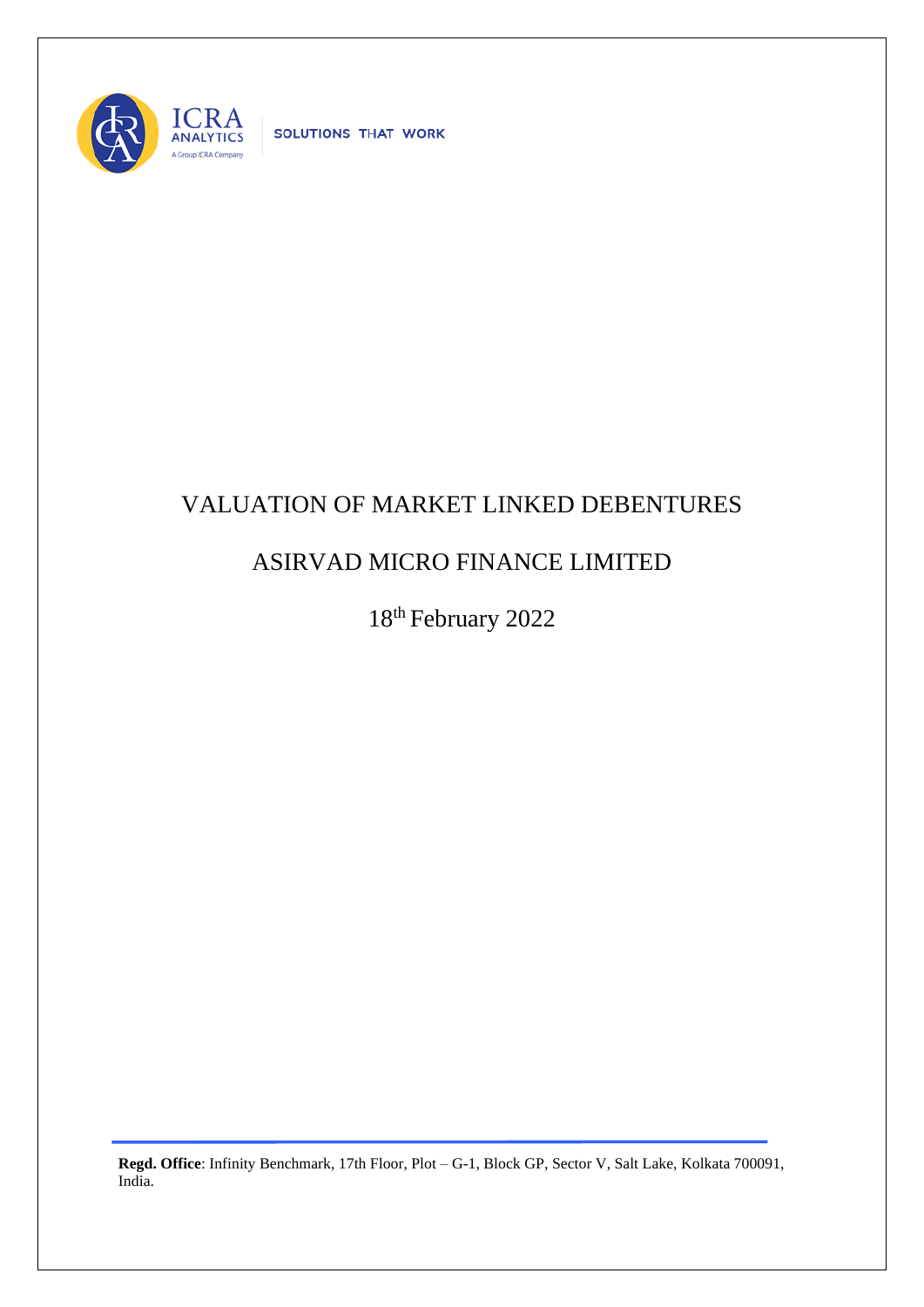ICRA ANALYTICS

A Group ICRA Company

SOLUTIONS THAT WORK

# VALUATION OF MARKET LINKED DEBENTURES

# ASIRVAD MICRO FINANCE LIMITED

18th February 2022

**Regd. Office**: Infinity Benchmark, 17th Floor, Plot – G-1, Block GP, Sector V, Salt Lake, Kolkata 700091, India.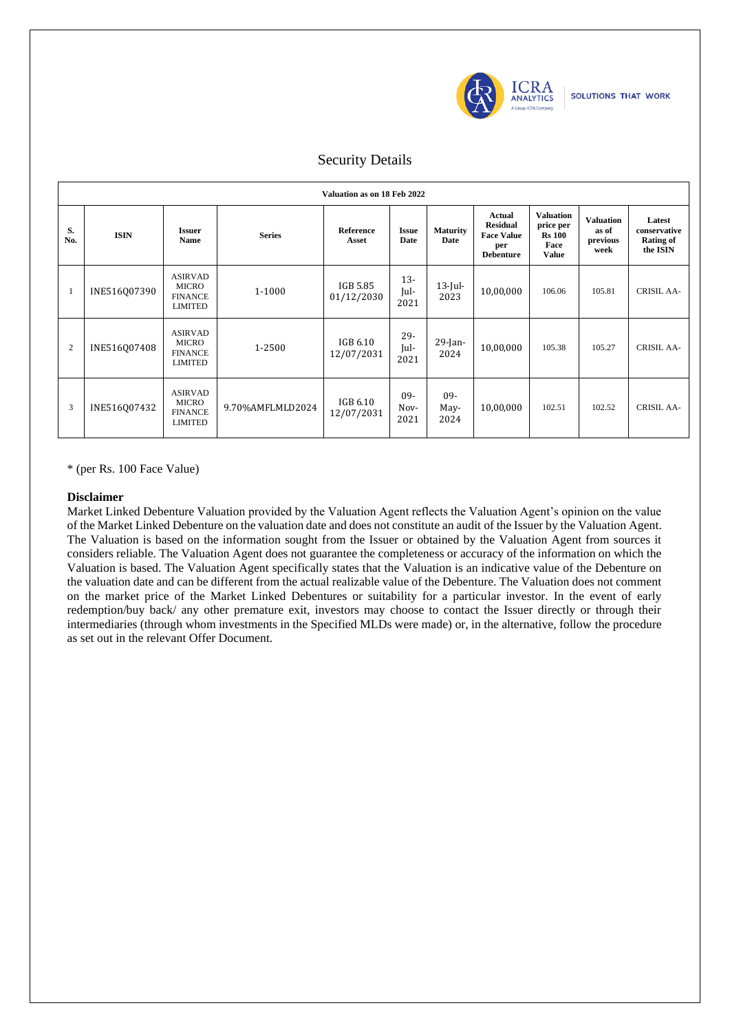# Security Details

| Valuation as on 18 Feb 2022 | | | | | | | | | | |
|---|---|---|---|---|---|---|---|---|---|---|
| S. No. | ISIN | Issuer Name | Series | Reference Asset | Issue Date | Maturity Date | Actual Residual Face Value per Debenture | Valuation price per Rs 100 Face Value | Valuation as of previous week | Latest conservative Rating of the ISIN |
| 1 | INE516Q07390 | ASIRVAD MICRO FINANCE LIMITED | 1-1000 | IGB 5.85 01/12/2030 | 13-Jul-2021 | 13-Jul-2023 | 10,00,000 | 106.06 | 105.81 | CRISIL AA- |
| 2 | INE516Q07408 | ASIRVAD MICRO FINANCE LIMITED | 1-2500 | IGB 6.10 12/07/2031 | 29-Jul-2021 | 29-Jan-2024 | 10,00,000 | 105.38 | 105.27 | CRISIL AA- |
| 3 | INE516Q07432 | ASIRVAD MICRO FINANCE LIMITED | 9.70%AMFLMLD2024 | IGB 6.10 12/07/2031 | 09-Nov-2021 | 09-May-2024 | 10,00,000 | 102.51 | 102.52 | CRISIL AA- |

* (per Rs. 100 Face Value)

**Disclaimer**

Market Linked Debenture Valuation provided by the Valuation Agent reflects the Valuation Agent's opinion on the value of the Market Linked Debenture on the valuation date and does not constitute an audit of the Issuer by the Valuation Agent. The Valuation is based on the information sought from the Issuer or obtained by the Valuation Agent from sources it considers reliable. The Valuation Agent does not guarantee the completeness or accuracy of the information on which the Valuation is based. The Valuation Agent specifically states that the Valuation is an indicative value of the Debenture on the valuation date and can be different from the actual realizable value of the Debenture. The Valuation does not comment on the market price of the Market Linked Debentures or suitability for a particular investor. In the event of early redemption/buy back/ any other premature exit, investors may choose to contact the Issuer directly or through their intermediaries (through whom investments in the Specified MLDs were made) or, in the alternative, follow the procedure as set out in the relevant Offer Document.